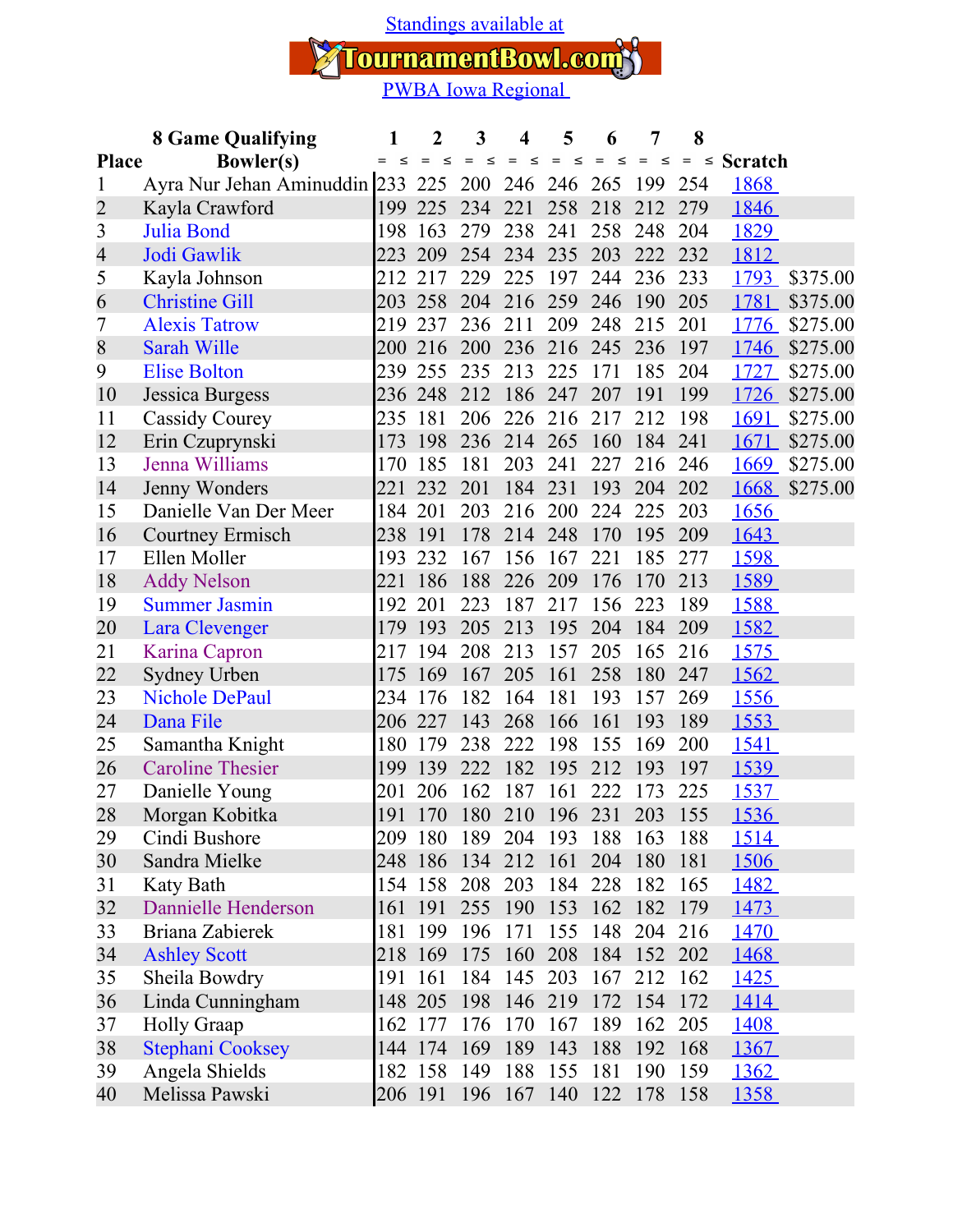Standings available at

TournamentBowl.com

PWBA Iowa Regional

| Place | 8 Game Qualifying Bowler(s) | 1 | 2 | 3 | 4 | 5 | 6 | 7 | 8 | Scratch | |
|---|---|---|---|---|---|---|---|---|---|---|---|
| 1 | Ayra Nur Jehan Aminuddin | 233 | 225 | 200 | 246 | 246 | 265 | 199 | 254 | 1868 | |
| 2 | Kayla Crawford | 199 | 225 | 234 | 221 | 258 | 218 | 212 | 279 | 1846 | |
| 3 | Julia Bond | 198 | 163 | 279 | 238 | 241 | 258 | 248 | 204 | 1829 | |
| 4 | Jodi Gawlik | 223 | 209 | 254 | 234 | 235 | 203 | 222 | 232 | 1812 | |
| 5 | Kayla Johnson | 212 | 217 | 229 | 225 | 197 | 244 | 236 | 233 | 1793 | $375.00 |
| 6 | Christine Gill | 203 | 258 | 204 | 216 | 259 | 246 | 190 | 205 | 1781 | $375.00 |
| 7 | Alexis Tatrow | 219 | 237 | 236 | 211 | 209 | 248 | 215 | 201 | 1776 | $275.00 |
| 8 | Sarah Wille | 200 | 216 | 200 | 236 | 216 | 245 | 236 | 197 | 1746 | $275.00 |
| 9 | Elise Bolton | 239 | 255 | 235 | 213 | 225 | 171 | 185 | 204 | 1727 | $275.00 |
| 10 | Jessica Burgess | 236 | 248 | 212 | 186 | 247 | 207 | 191 | 199 | 1726 | $275.00 |
| 11 | Cassidy Courey | 235 | 181 | 206 | 226 | 216 | 217 | 212 | 198 | 1691 | $275.00 |
| 12 | Erin Czuprynski | 173 | 198 | 236 | 214 | 265 | 160 | 184 | 241 | 1671 | $275.00 |
| 13 | Jenna Williams | 170 | 185 | 181 | 203 | 241 | 227 | 216 | 246 | 1669 | $275.00 |
| 14 | Jenny Wonders | 221 | 232 | 201 | 184 | 231 | 193 | 204 | 202 | 1668 | $275.00 |
| 15 | Danielle Van Der Meer | 184 | 201 | 203 | 216 | 200 | 224 | 225 | 203 | 1656 | |
| 16 | Courtney Ermisch | 238 | 191 | 178 | 214 | 248 | 170 | 195 | 209 | 1643 | |
| 17 | Ellen Moller | 193 | 232 | 167 | 156 | 167 | 221 | 185 | 277 | 1598 | |
| 18 | Addy Nelson | 221 | 186 | 188 | 226 | 209 | 176 | 170 | 213 | 1589 | |
| 19 | Summer Jasmin | 192 | 201 | 223 | 187 | 217 | 156 | 223 | 189 | 1588 | |
| 20 | Lara Clevenger | 179 | 193 | 205 | 213 | 195 | 204 | 184 | 209 | 1582 | |
| 21 | Karina Capron | 217 | 194 | 208 | 213 | 157 | 205 | 165 | 216 | 1575 | |
| 22 | Sydney Urben | 175 | 169 | 167 | 205 | 161 | 258 | 180 | 247 | 1562 | |
| 23 | Nichole DePaul | 234 | 176 | 182 | 164 | 181 | 193 | 157 | 269 | 1556 | |
| 24 | Dana File | 206 | 227 | 143 | 268 | 166 | 161 | 193 | 189 | 1553 | |
| 25 | Samantha Knight | 180 | 179 | 238 | 222 | 198 | 155 | 169 | 200 | 1541 | |
| 26 | Caroline Thesier | 199 | 139 | 222 | 182 | 195 | 212 | 193 | 197 | 1539 | |
| 27 | Danielle Young | 201 | 206 | 162 | 187 | 161 | 222 | 173 | 225 | 1537 | |
| 28 | Morgan Kobitka | 191 | 170 | 180 | 210 | 196 | 231 | 203 | 155 | 1536 | |
| 29 | Cindi Bushore | 209 | 180 | 189 | 204 | 193 | 188 | 163 | 188 | 1514 | |
| 30 | Sandra Mielke | 248 | 186 | 134 | 212 | 161 | 204 | 180 | 181 | 1506 | |
| 31 | Katy Bath | 154 | 158 | 208 | 203 | 184 | 228 | 182 | 165 | 1482 | |
| 32 | Dannielle Henderson | 161 | 191 | 255 | 190 | 153 | 162 | 182 | 179 | 1473 | |
| 33 | Briana Zabierek | 181 | 199 | 196 | 171 | 155 | 148 | 204 | 216 | 1470 | |
| 34 | Ashley Scott | 218 | 169 | 175 | 160 | 208 | 184 | 152 | 202 | 1468 | |
| 35 | Sheila Bowdry | 191 | 161 | 184 | 145 | 203 | 167 | 212 | 162 | 1425 | |
| 36 | Linda Cunningham | 148 | 205 | 198 | 146 | 219 | 172 | 154 | 172 | 1414 | |
| 37 | Holly Graap | 162 | 177 | 176 | 170 | 167 | 189 | 162 | 205 | 1408 | |
| 38 | Stephani Cooksey | 144 | 174 | 169 | 189 | 143 | 188 | 192 | 168 | 1367 | |
| 39 | Angela Shields | 182 | 158 | 149 | 188 | 155 | 181 | 190 | 159 | 1362 | |
| 40 | Melissa Pawski | 206 | 191 | 196 | 167 | 140 | 122 | 178 | 158 | 1358 | |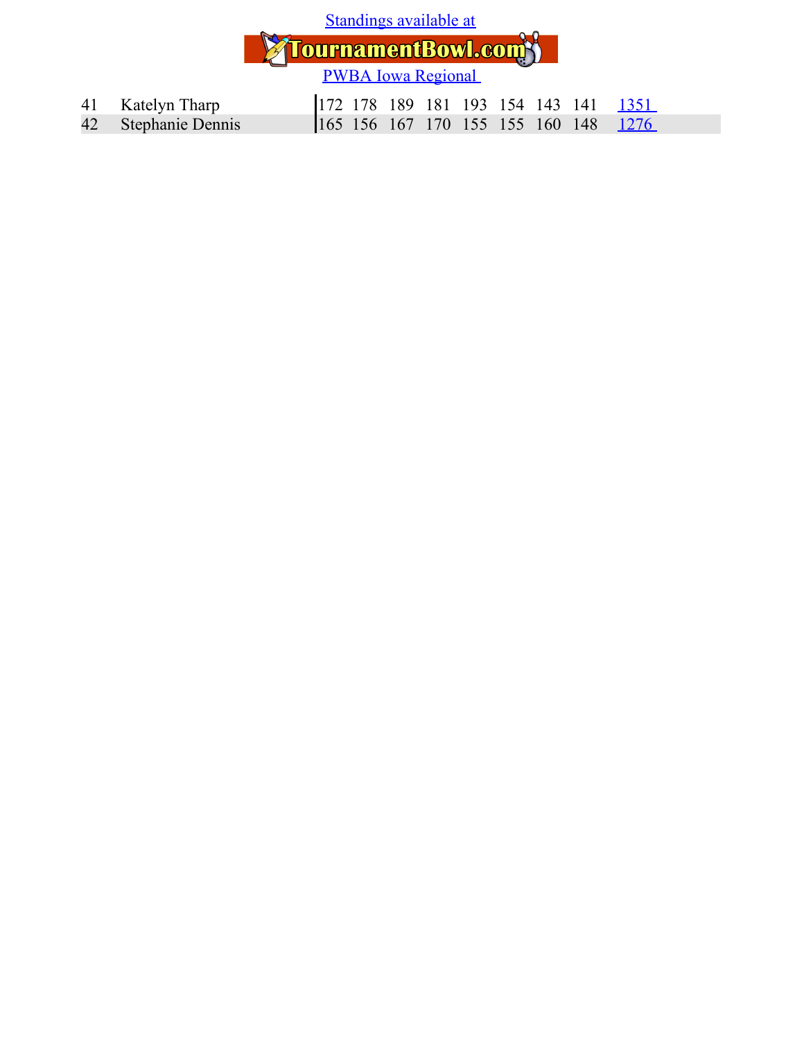Standings available at

TournamentBowl.com

PWBA Iowa Regional

| | | | | | | | | | | |
|---|---|---|---|---|---|---|---|---|---|---|
| 41 | Katelyn Tharp | 172 | 178 | 189 | 181 | 193 | 154 | 143 | 141 | 1351 |
| 42 | Stephanie Dennis | 165 | 156 | 167 | 170 | 155 | 155 | 160 | 148 | 1276 |